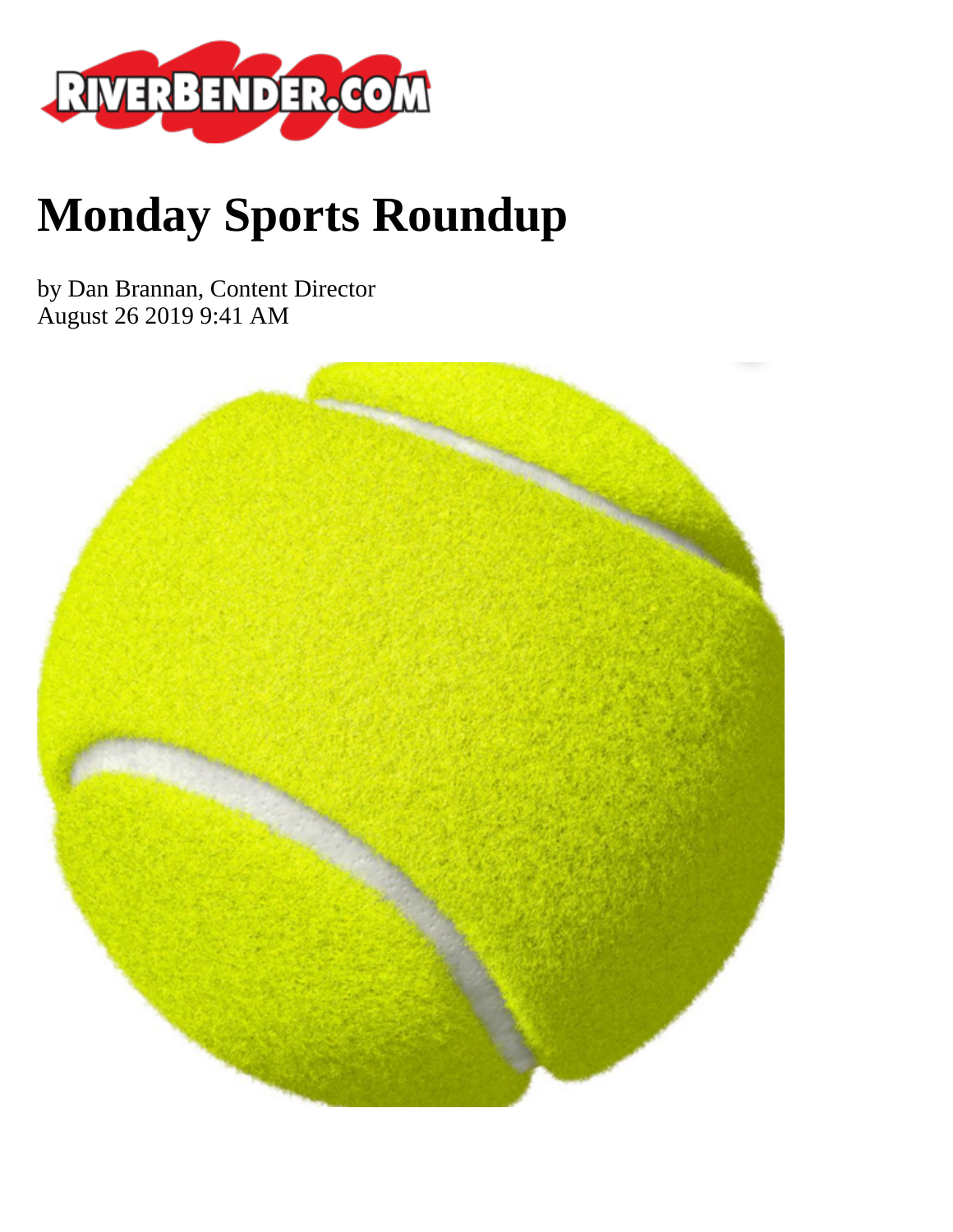# Monday Sports Roundup

by Dan Brannan, Content Director
August 26 2019 9:41 AM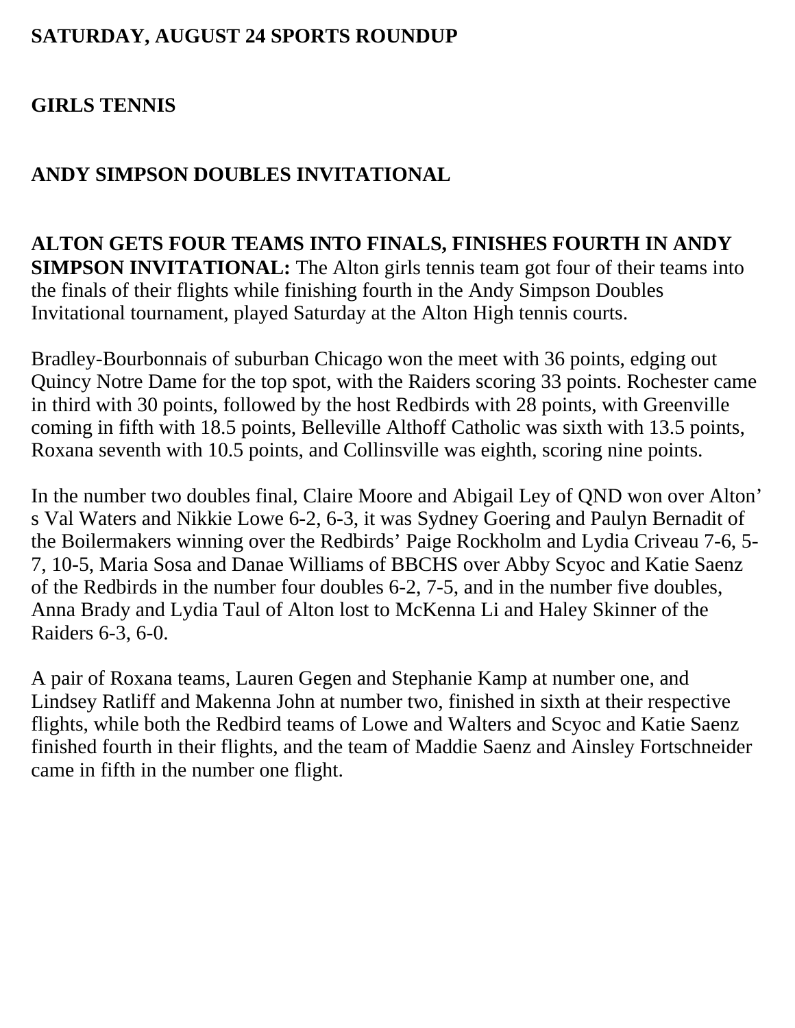**SATURDAY, AUGUST 24 SPORTS ROUNDUP**

**GIRLS TENNIS**

**ANDY SIMPSON DOUBLES INVITATIONAL**

**ALTON GETS FOUR TEAMS INTO FINALS, FINISHES FOURTH IN ANDY SIMPSON INVITATIONAL:** The Alton girls tennis team got four of their teams into the finals of their flights while finishing fourth in the Andy Simpson Doubles Invitational tournament, played Saturday at the Alton High tennis courts.

Bradley-Bourbonnais of suburban Chicago won the meet with 36 points, edging out Quincy Notre Dame for the top spot, with the Raiders scoring 33 points. Rochester came in third with 30 points, followed by the host Redbirds with 28 points, with Greenville coming in fifth with 18.5 points, Belleville Althoff Catholic was sixth with 13.5 points, Roxana seventh with 10.5 points, and Collinsville was eighth, scoring nine points.

In the number two doubles final, Claire Moore and Abigail Ley of QND won over Alton's Val Waters and Nikkie Lowe 6-2, 6-3, it was Sydney Goering and Paulyn Bernadit of the Boilermakers winning over the Redbirds' Paige Rockholm and Lydia Criveau 7-6, 5-7, 10-5, Maria Sosa and Danae Williams of BBCHS over Abby Scyoc and Katie Saenz of the Redbirds in the number four doubles 6-2, 7-5, and in the number five doubles, Anna Brady and Lydia Taul of Alton lost to McKenna Li and Haley Skinner of the Raiders 6-3, 6-0.

A pair of Roxana teams, Lauren Gegen and Stephanie Kamp at number one, and Lindsey Ratliff and Makenna John at number two, finished in sixth at their respective flights, while both the Redbird teams of Lowe and Walters and Scyoc and Katie Saenz finished fourth in their flights, and the team of Maddie Saenz and Ainsley Fortschneider came in fifth in the number one flight.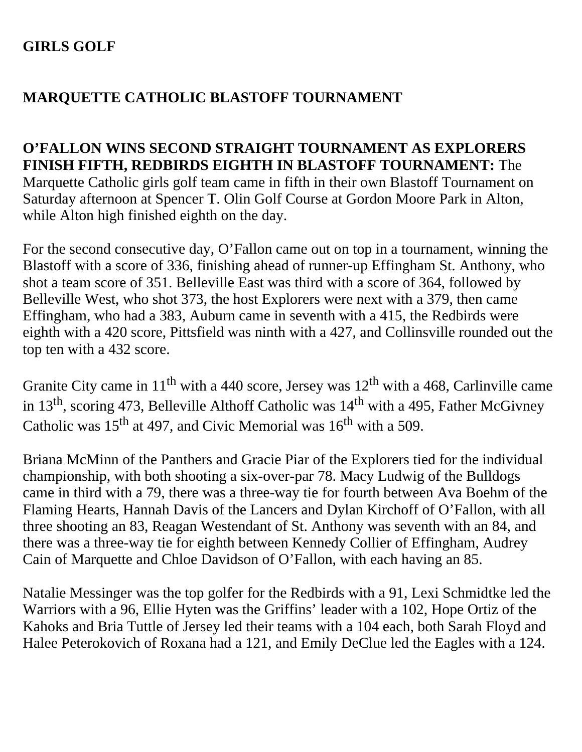# GIRLS GOLF

## MARQUETTE CATHOLIC BLASTOFF TOURNAMENT

**O'FALLON WINS SECOND STRAIGHT TOURNAMENT AS EXPLORERS FINISH FIFTH, REDBIRDS EIGHTH IN BLASTOFF TOURNAMENT:** The Marquette Catholic girls golf team came in fifth in their own Blastoff Tournament on Saturday afternoon at Spencer T. Olin Golf Course at Gordon Moore Park in Alton, while Alton high finished eighth on the day.

For the second consecutive day, O'Fallon came out on top in a tournament, winning the Blastoff with a score of 336, finishing ahead of runner-up Effingham St. Anthony, who shot a team score of 351. Belleville East was third with a score of 364, followed by Belleville West, who shot 373, the host Explorers were next with a 379, then came Effingham, who had a 383, Auburn came in seventh with a 415, the Redbirds were eighth with a 420 score, Pittsfield was ninth with a 427, and Collinsville rounded out the top ten with a 432 score.

Granite City came in 11th with a 440 score, Jersey was 12th with a 468, Carlinville came in 13th, scoring 473, Belleville Althoff Catholic was 14th with a 495, Father McGivney Catholic was 15th at 497, and Civic Memorial was 16th with a 509.

Briana McMinn of the Panthers and Gracie Piar of the Explorers tied for the individual championship, with both shooting a six-over-par 78. Macy Ludwig of the Bulldogs came in third with a 79, there was a three-way tie for fourth between Ava Boehm of the Flaming Hearts, Hannah Davis of the Lancers and Dylan Kirchoff of O'Fallon, with all three shooting an 83, Reagan Westendant of St. Anthony was seventh with an 84, and there was a three-way tie for eighth between Kennedy Collier of Effingham, Audrey Cain of Marquette and Chloe Davidson of O'Fallon, with each having an 85.

Natalie Messinger was the top golfer for the Redbirds with a 91, Lexi Schmidtke led the Warriors with a 96, Ellie Hyten was the Griffins' leader with a 102, Hope Ortiz of the Kahoks and Bria Tuttle of Jersey led their teams with a 104 each, both Sarah Floyd and Halee Peterokovich of Roxana had a 121, and Emily DeClue led the Eagles with a 124.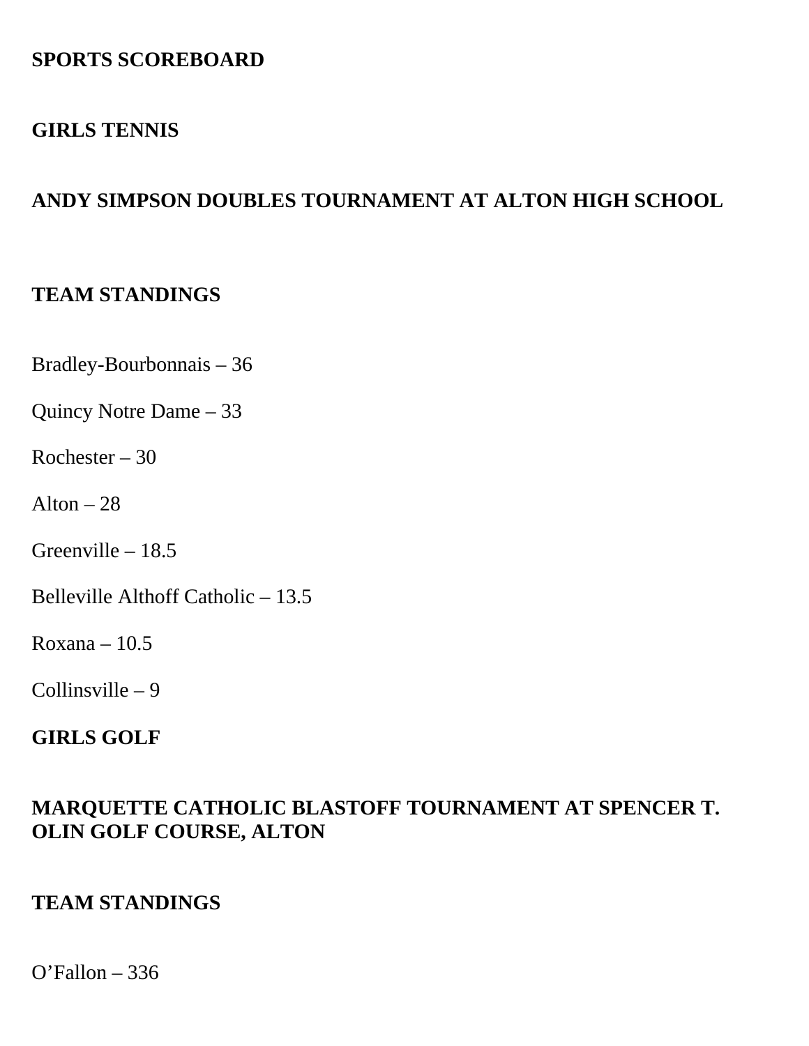**SPORTS SCOREBOARD**

**GIRLS TENNIS**

**ANDY SIMPSON DOUBLES TOURNAMENT AT ALTON HIGH SCHOOL**

**TEAM STANDINGS**

Bradley-Bourbonnais – 36

Quincy Notre Dame – 33

Rochester – 30

Alton – 28

Greenville – 18.5

Belleville Althoff Catholic – 13.5

Roxana – 10.5

Collinsville – 9

**GIRLS GOLF**

**MARQUETTE CATHOLIC BLASTOFF TOURNAMENT AT SPENCER T. OLIN GOLF COURSE, ALTON**

**TEAM STANDINGS**

O'Fallon – 336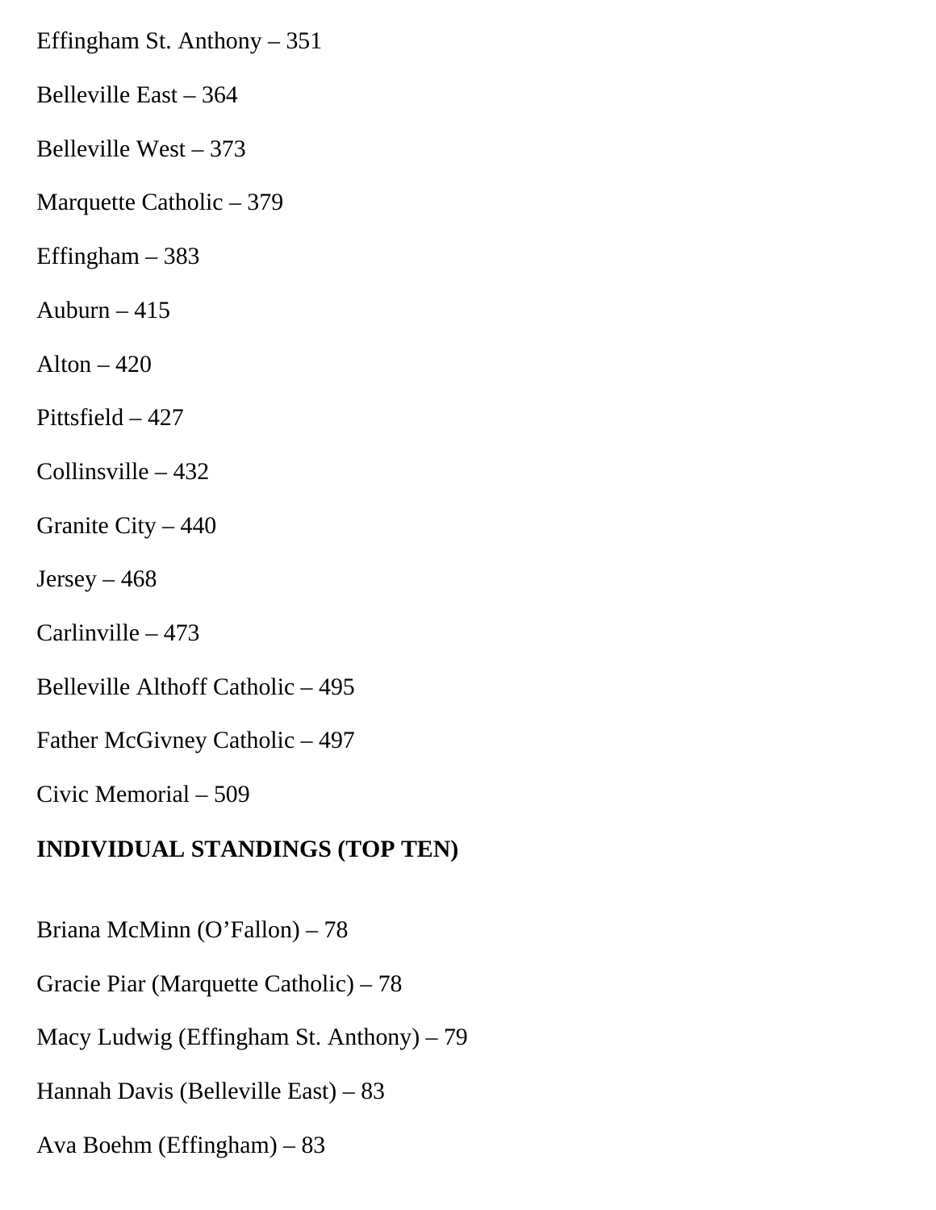Effingham St. Anthony – 351

Belleville East – 364

Belleville West – 373

Marquette Catholic – 379

Effingham – 383

Auburn – 415

Alton – 420

Pittsfield – 427

Collinsville – 432

Granite City – 440

Jersey – 468

Carlinville – 473

Belleville Althoff Catholic – 495

Father McGivney Catholic – 497

Civic Memorial – 509

**INDIVIDUAL STANDINGS (TOP TEN)**

Briana McMinn (O'Fallon) – 78

Gracie Piar (Marquette Catholic) – 78

Macy Ludwig (Effingham St. Anthony) – 79

Hannah Davis (Belleville East) – 83

Ava Boehm (Effingham) – 83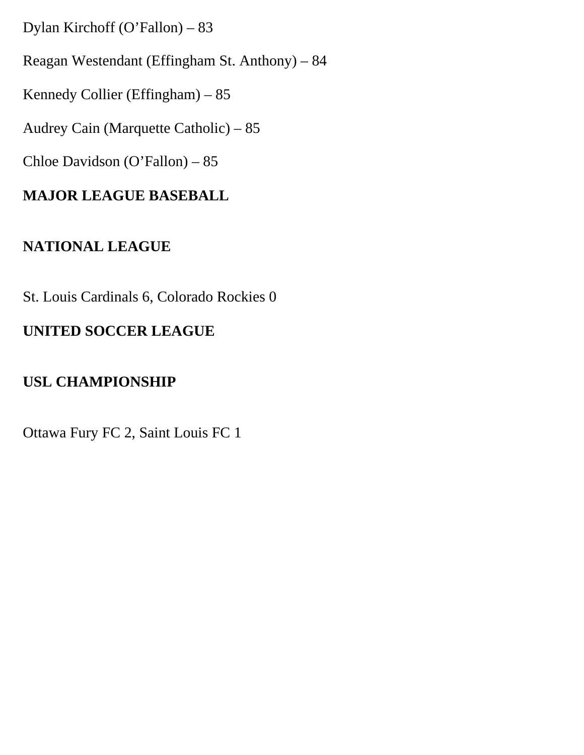Dylan Kirchoff (O'Fallon) – 83

Reagan Westendant (Effingham St. Anthony) – 84

Kennedy Collier (Effingham) – 85

Audrey Cain (Marquette Catholic) – 85

Chloe Davidson (O'Fallon) – 85

**MAJOR LEAGUE BASEBALL**

**NATIONAL LEAGUE**

St. Louis Cardinals 6, Colorado Rockies 0

**UNITED SOCCER LEAGUE**

**USL CHAMPIONSHIP**

Ottawa Fury FC 2, Saint Louis FC 1